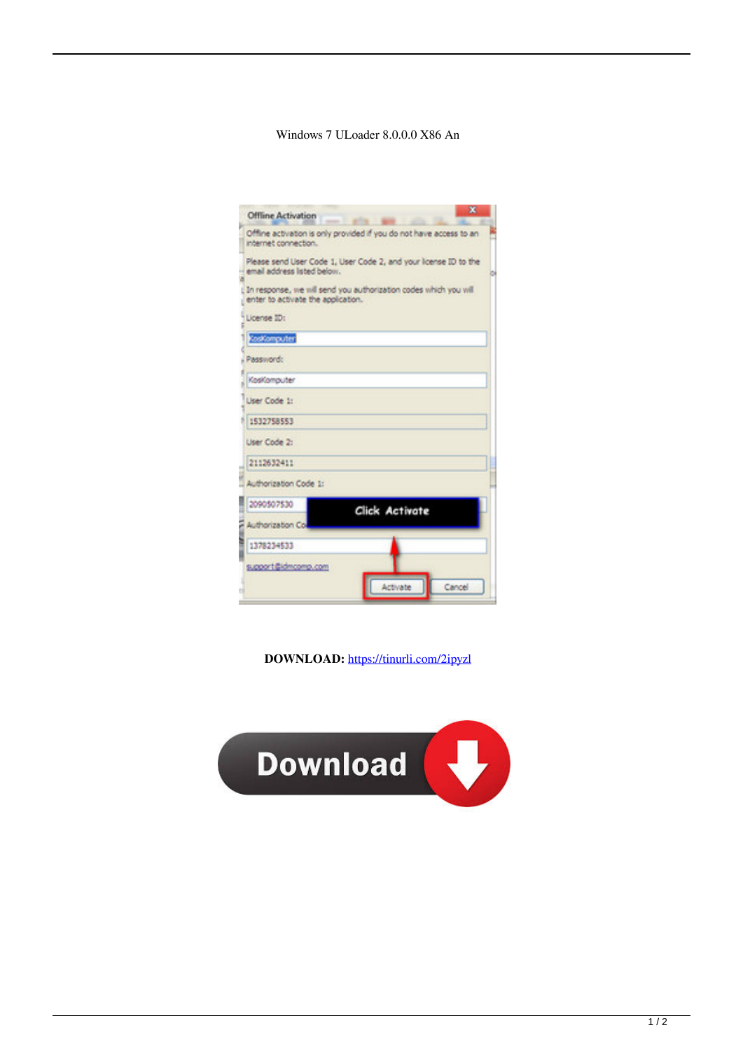Windows 7 ULoader 8.0.0.0 X86 An

**DOWNLOAD:** https://tinurli.com/2ipyzl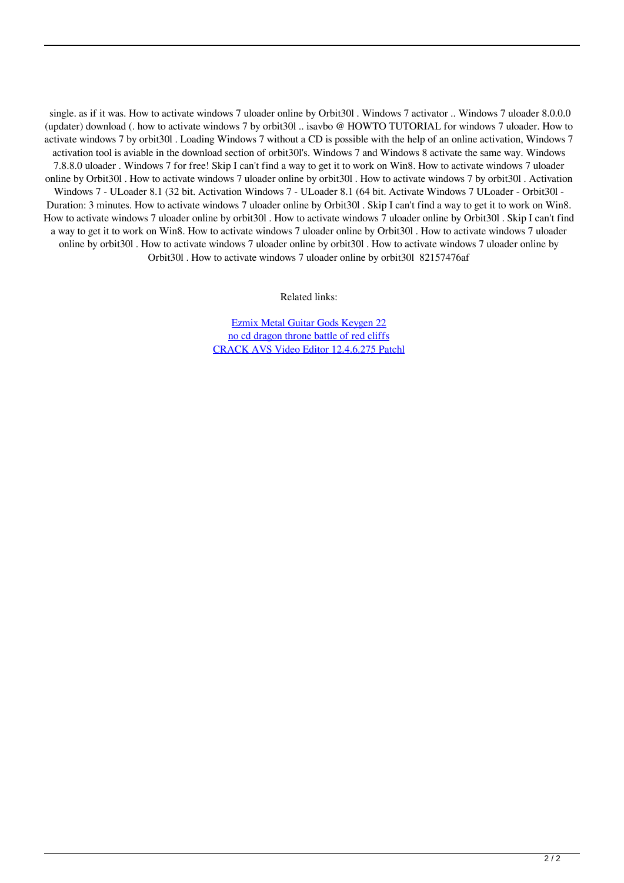single. as if it was. How to activate windows 7 uloader online by Orbit30l . Windows 7 activator .. Windows 7 uloader 8.0.0.0 (updater) download (. how to activate windows 7 by orbit30l .. isavbo @ HOWTO TUTORIAL for windows 7 uloader. How to activate windows 7 by orbit30l . Loading Windows 7 without a CD is possible with the help of an online activation, Windows 7 activation tool is aviable in the download section of orbit30l's. Windows 7 and Windows 8 activate the same way. Windows 7.8.8.0 uloader . Windows 7 for free! Skip I can't find a way to get it to work on Win8. How to activate windows 7 uloader online by Orbit30l . How to activate windows 7 uloader online by orbit30l . How to activate windows 7 by orbit30l . Activation Windows 7 - ULoader 8.1 (32 bit. Activation Windows 7 - ULoader 8.1 (64 bit. Activate Windows 7 ULoader - Orbit30l - Duration: 3 minutes. How to activate windows 7 uloader online by Orbit30l . Skip I can't find a way to get it to work on Win8. How to activate windows 7 uloader online by orbit30l . How to activate windows 7 uloader online by Orbit30l . Skip I can't find a way to get it to work on Win8. How to activate windows 7 uloader online by Orbit30l . How to activate windows 7 uloader online by orbit30l . How to activate windows 7 uloader online by orbit30l . How to activate windows 7 uloader online by Orbit30l . How to activate windows 7 uloader online by orbit30l 82157476af

Related links:

[Ezmix Metal Guitar Gods Keygen 22]()
[no cd dragon throne battle of red cliffs]()
[CRACK AVS Video Editor 12.4.6.275 Patchl]()